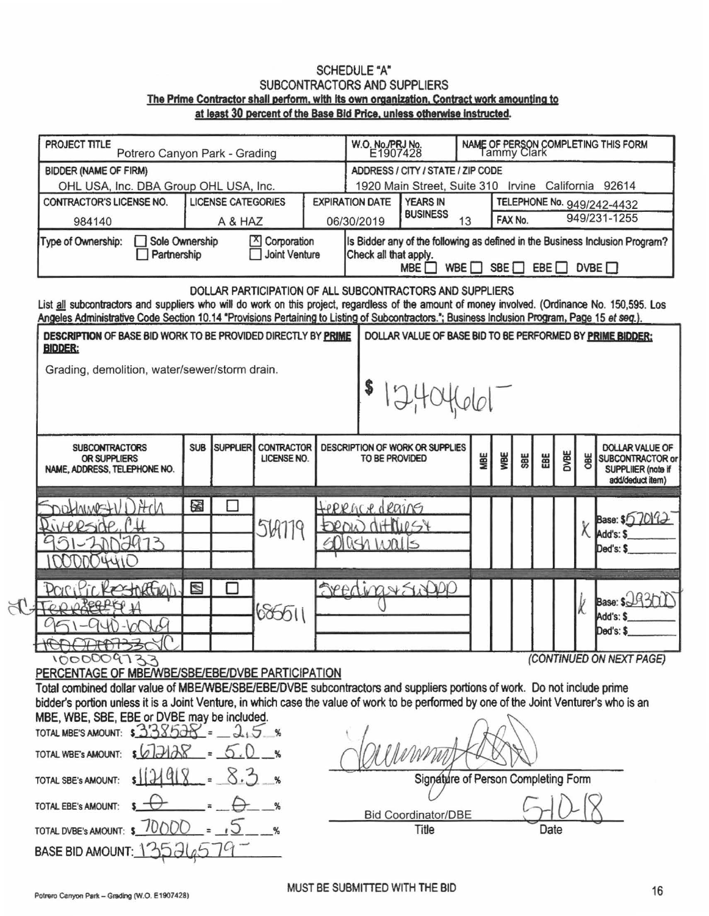# SCHEDULE "A"
## SUBCONTRACTORS AND SUPPLIERS

**The Prime Contractor shall perform, with its own organization, Contract work amounting to at least 30 percent of the Base Bid Price, unless otherwise instructed.**

| PROJECT TITLE | | | W.O. No./PRJ No. | NAME OF PERSON COMPLETING THIS FORM |
|---|---|---|---|---|
| Potrero Canyon Park - Grading | | | E1907428 | Tammy Clark |
| **BIDDER (NAME OF FIRM)** | | | **ADDRESS / CITY / STATE / ZIP CODE** | |
| OHL USA, Inc. DBA Group OHL USA, Inc. | | | 1920 Main Street, Suite 310 Irvine California 92614 | |
| CONTRACTOR'S LICENSE NO. | LICENSE CATEGORIES | EXPIRATION DATE | YEARS IN BUSINESS | TELEPHONE No. 949/242-4432 |
| 984140 | A & HAZ | 06/30/2019 | 13 | FAX No. 949/231-1255 |
| Type of Ownership: ☐ Sole Ownership ☐ Partnership ☒ Corporation ☐ Joint Venture | | | Is Bidder any of the following as defined in the Business Inclusion Program? Check all that apply. MBE ☐ WBE ☐ SBE ☐ EBE ☐ DVBE ☐ | |

DOLLAR PARTICIPATION OF ALL SUBCONTRACTORS AND SUPPLIERS

List all subcontractors and suppliers who will do work on this project, regardless of the amount of money involved. (Ordinance No. 150,595. Los Angeles Administrative Code Section 10.14 "Provisions Pertaining to Listing of Subcontractors."; Business Inclusion Program, Page 15 *et seq.*).

| DESCRIPTION OF BASE BID WORK TO BE PROVIDED DIRECTLY BY PRIME BIDDER: | DOLLAR VALUE OF BASE BID TO BE PERFORMED BY PRIME BIDDER: |
|---|---|
| Grading, demolition, water/sewer/storm drain. | $ 12,404,661 |

| SUBCONTRACTORS OR SUPPLIERS NAME, ADDRESS, TELEPHONE NO. | SUB | SUPPLIER | CONTRACTOR LICENSE NO. | DESCRIPTION OF WORK OR SUPPLIES TO BE PROVIDED | MBE | WBE | SBE | EBE | DVBE | OBE | DOLLAR VALUE OF SUBCONTRACTOR or SUPPLIER (note if add/deduct item) |
|---|---|---|---|---|---|---|---|---|---|---|---|
| Southwest Ditch<br>Riverside, CA<br>951-300-2973<br>1000004410 | ☒ | ☐ | 519779 | terrace drains<br>brow ditches &<br>splash walls | | | | | | X | Base: $570192<br>Add's: $<br>Ded's: $ |
| Pacific Restoration<br>~~Terrace~~ Perris CA<br>951-940-6069<br>~~1000009733~~ 1000009733 | ☒ | ☐ | 685511 | Seeding & SWPPP | | | | | | X | Base: $293000<br>Add's: $<br>Ded's: $ |

*(CONTINUED ON NEXT PAGE)*

### PERCENTAGE OF MBE/WBE/SBE/EBE/DVBE PARTICIPATION

Total combined dollar value of MBE/WBE/SBE/EBE/DVBE subcontractors and suppliers portions of work. Do not include prime bidder's portion unless it is a Joint Venture, in which case the value of work to be performed by one of the Joint Venturer's who is an MBE, WBE, SBE, EBE or DVBE may be included.

TOTAL MBE'S AMOUNT: $338528 = 2.5 %

TOTAL WBE's AMOUNT: $672128 = 5.0 %

TOTAL SBE's AMOUNT: $1121918 = 8.3 %

TOTAL EBE's AMOUNT: $ 0 = 0 %

TOTAL DVBE's AMOUNT: $ 70000 = .5 %

BASE BID AMOUNT: 13526579

Signature of Person Completing Form: [signature]

Title: Bid Coordinator/DBE

Date: 5-10-18

MUST BE SUBMITTED WITH THE BID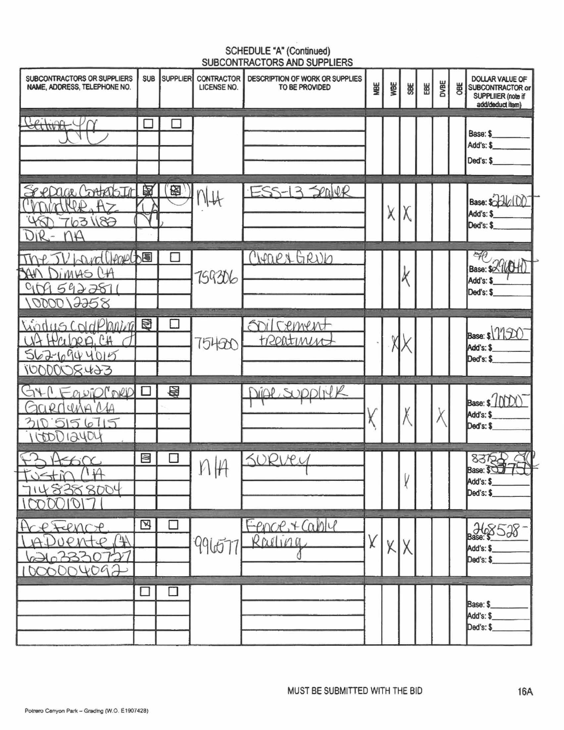## SCHEDULE "A" (Continued)
## SUBCONTRACTORS AND SUPPLIERS

| SUBCONTRACTORS OR SUPPLIERS NAME, ADDRESS, TELEPHONE NO. | SUB | SUPPLIER | CONTRACTOR LICENSE NO. | DESCRIPTION OF WORK OR SUPPLIES TO BE PROVIDED | MBE | WBE | SBE | EBE | DVBE | OBE | DOLLAR VALUE OF SUBCONTRACTOR or SUPPLIIER (note if add/deduct item) |
|---|---|---|---|---|---|---|---|---|---|---|---|
| Ceiling JC | ☐ | ☐ | | | | | | | | | Base: $ Add's: $ Ded's: $ |
| Seepage Controls Inc Chandler, AZ 480 763 1182 DIR - NA | ☒ | ☒ | N/A | ESS-13 Sealer | | X | X | | | | Base: $226100 Add's: $ Ded's: $ |
| The JV Land Clearing San Dimas CA 909 592 2811 1000012258 | ☒ | ☐ | 759306 | Clear & Grub | | | X | | | | Base: $296040 Add's: $ Ded's: $ |
| Vindus Cold Planing LA Habra, CA 562-694 4015 1000008423 | ☒ | ☐ | 754500 | Soil cement treatment | | X | X | | | | Base: $177500 Add's: $ Ded's: $ |
| G&C Equip Corp Gardena CA 310 515 6715 1000012404 | ☐ | ☒ | | pipe supplier | X | | X | | X | | Base: $70000 Add's: $ Ded's: $ |
| F3 Assoc Tustin CA 714 838 8004 1000010171 | ☒ | ☐ | N/A | Survey | | | X | | | | Base: $83750 Add's: $ Ded's: $ |
| Ace Fence LaPuente CA 626 333 0727 1000004092 | ☒ | ☐ | 996577 | Fence & Cable Railing | X | X | X | | | | Base: $268528 Add's: $ Ded's: $ |
| | ☐ | ☐ | | | | | | | | | Base: $ Add's: $ Ded's: $ |

MUST BE SUBMITTED WITH THE BID

Potrero Canyon Park – Grading (W.O. E1907428)